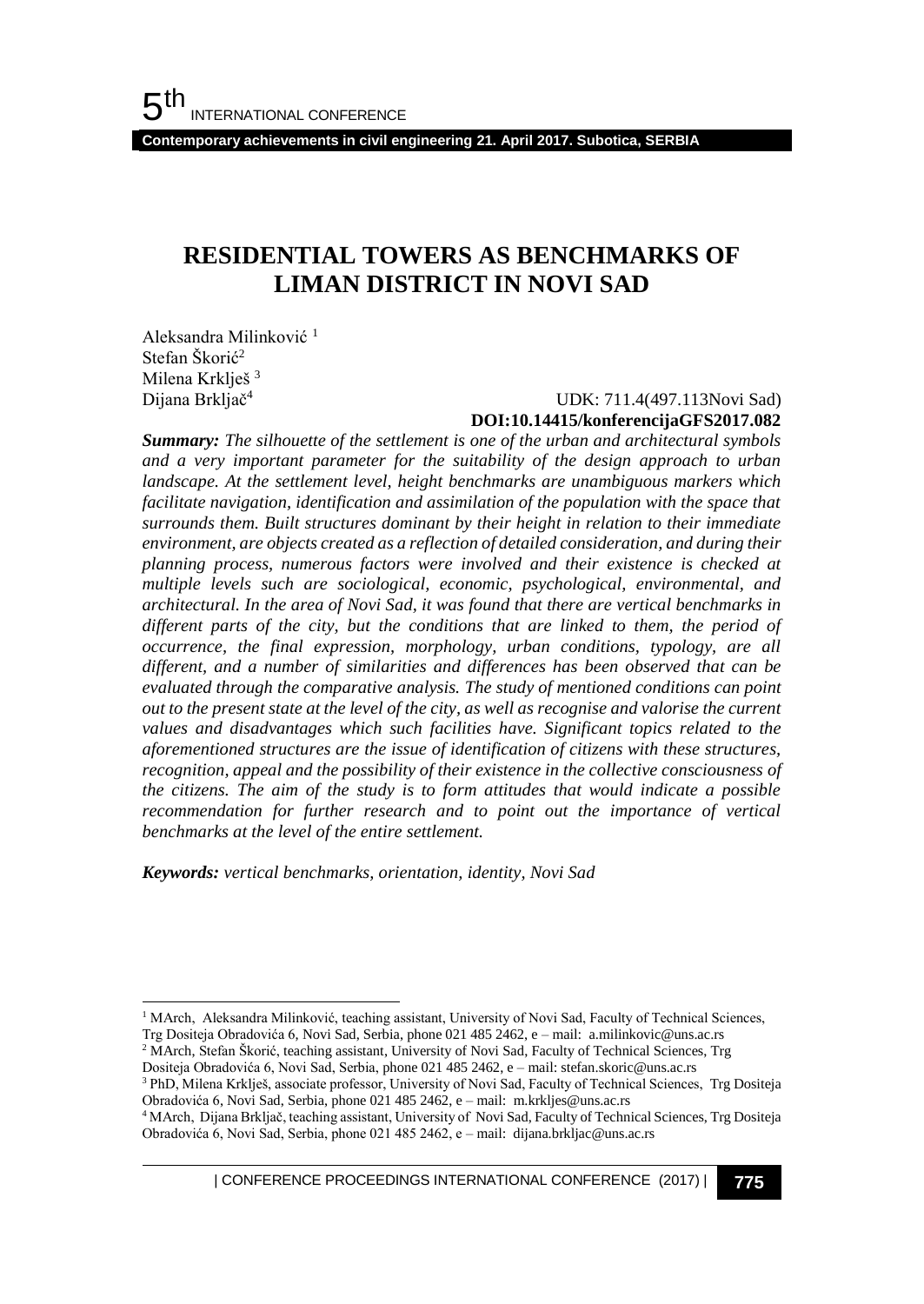# RESIDENTIAL TOWERS AS BENCHMARKS OF LIMAN DISTRICT IN NOVI SAD

Aleksandra Milinković [1]
Stefan Škorić[2]
Milena Krklješ [3]
Dijana Brkljač[4]

UDK: 711.4(497.113Novi Sad)
**DOI:10.14415/konferencijaGFS2017.082**

***Summary:*** *The silhouette of the settlement is one of the urban and architectural symbols and a very important parameter for the suitability of the design approach to urban landscape. At the settlement level, height benchmarks are unambiguous markers which facilitate navigation, identification and assimilation of the population with the space that surrounds them. Built structures dominant by their height in relation to their immediate environment, are objects created as a reflection of detailed consideration, and during their planning process, numerous factors were involved and their existence is checked at multiple levels such are sociological, economic, psychological, environmental, and architectural. In the area of Novi Sad, it was found that there are vertical benchmarks in different parts of the city, but the conditions that are linked to them, the period of occurrence, the final expression, morphology, urban conditions, typology, are all different, and a number of similarities and differences has been observed that can be evaluated through the comparative analysis. The study of mentioned conditions can point out to the present state at the level of the city, as well as recognise and valorise the current values and disadvantages which such facilities have. Significant topics related to the aforementioned structures are the issue of identification of citizens with these structures, recognition, appeal and the possibility of their existence in the collective consciousness of the citizens. The aim of the study is to form attitudes that would indicate a possible recommendation for further research and to point out the importance of vertical benchmarks at the level of the entire settlement.*

***Keywords:*** *vertical benchmarks, orientation, identity, Novi Sad*

---

[1] MArch, Aleksandra Milinković, teaching assistant, University of Novi Sad, Faculty of Technical Sciences, Trg Dositeja Obradovića 6, Novi Sad, Serbia, phone 021 485 2462, e – mail: a.milinkovic@uns.ac.rs

[2] MArch, Stefan Škorić, teaching assistant, University of Novi Sad, Faculty of Technical Sciences, Trg Dositeja Obradovića 6, Novi Sad, Serbia, phone 021 485 2462, e – mail: stefan.skoric@uns.ac.rs

[3] PhD, Milena Krklješ, associate professor, University of Novi Sad, Faculty of Technical Sciences, Trg Dositeja Obradovića 6, Novi Sad, Serbia, phone 021 485 2462, e – mail: m.krkljes@uns.ac.rs

[4] MArch, Dijana Brkljač, teaching assistant, University of Novi Sad, Faculty of Technical Sciences, Trg Dositeja Obradovića 6, Novi Sad, Serbia, phone 021 485 2462, e – mail: dijana.brkljac@uns.ac.rs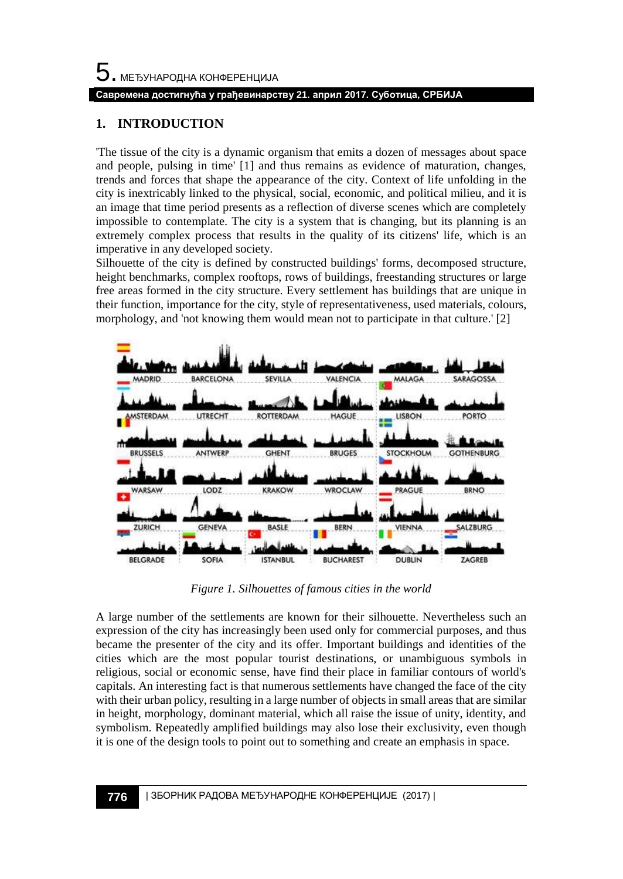## 1. INTRODUCTION

'The tissue of the city is a dynamic organism that emits a dozen of messages about space and people, pulsing in time' [1] and thus remains as evidence of maturation, changes, trends and forces that shape the appearance of the city. Context of life unfolding in the city is inextricably linked to the physical, social, economic, and political milieu, and it is an image that time period presents as a reflection of diverse scenes which are completely impossible to contemplate. The city is a system that is changing, but its planning is an extremely complex process that results in the quality of its citizens' life, which is an imperative in any developed society.
Silhouette of the city is defined by constructed buildings' forms, decomposed structure, height benchmarks, complex rooftops, rows of buildings, freestanding structures or large free areas formed in the city structure. Every settlement has buildings that are unique in their function, importance for the city, style of representativeness, used materials, colours, morphology, and 'not knowing them would mean not to participate in that culture.' [2]

*Figure 1. Silhouettes of famous cities in the world*

A large number of the settlements are known for their silhouette. Nevertheless such an expression of the city has increasingly been used only for commercial purposes, and thus became the presenter of the city and its offer. Important buildings and identities of the cities which are the most popular tourist destinations, or unambiguous symbols in religious, social or economic sense, have find their place in familiar contours of world's capitals. An interesting fact is that numerous settlements have changed the face of the city with their urban policy, resulting in a large number of objects in small areas that are similar in height, morphology, dominant material, which all raise the issue of unity, identity, and symbolism. Repeatedly amplified buildings may also lose their exclusivity, even though it is one of the design tools to point out to something and create an emphasis in space.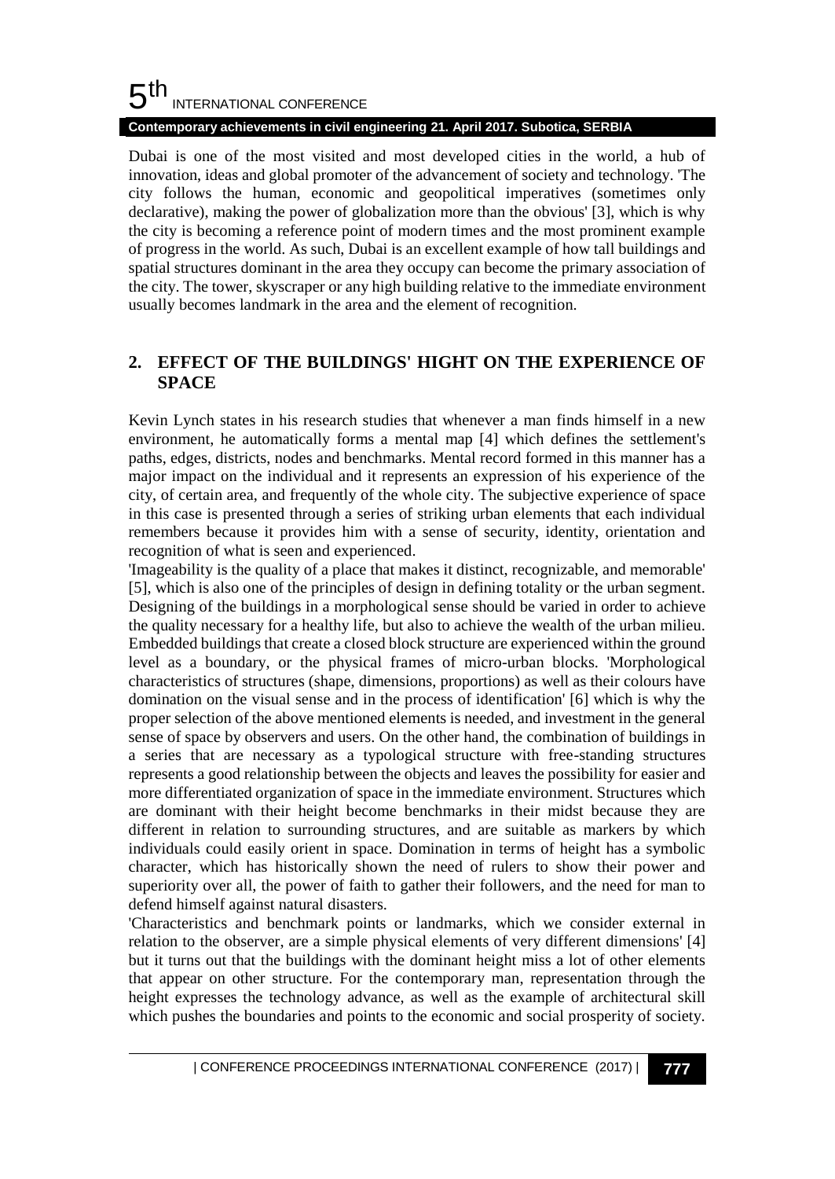Dubai is one of the most visited and most developed cities in the world, a hub of innovation, ideas and global promoter of the advancement of society and technology. 'The city follows the human, economic and geopolitical imperatives (sometimes only declarative), making the power of globalization more than the obvious' [3], which is why the city is becoming a reference point of modern times and the most prominent example of progress in the world. As such, Dubai is an excellent example of how tall buildings and spatial structures dominant in the area they occupy can become the primary association of the city. The tower, skyscraper or any high building relative to the immediate environment usually becomes landmark in the area and the element of recognition.

## 2. EFFECT OF THE BUILDINGS' HIGHT ON THE EXPERIENCE OF SPACE

Kevin Lynch states in his research studies that whenever a man finds himself in a new environment, he automatically forms a mental map [4] which defines the settlement's paths, edges, districts, nodes and benchmarks. Mental record formed in this manner has a major impact on the individual and it represents an expression of his experience of the city, of certain area, and frequently of the whole city. The subjective experience of space in this case is presented through a series of striking urban elements that each individual remembers because it provides him with a sense of security, identity, orientation and recognition of what is seen and experienced.

'Imageability is the quality of a place that makes it distinct, recognizable, and memorable' [5], which is also one of the principles of design in defining totality or the urban segment. Designing of the buildings in a morphological sense should be varied in order to achieve the quality necessary for a healthy life, but also to achieve the wealth of the urban milieu. Embedded buildings that create a closed block structure are experienced within the ground level as a boundary, or the physical frames of micro-urban blocks. 'Morphological characteristics of structures (shape, dimensions, proportions) as well as their colours have domination on the visual sense and in the process of identification' [6] which is why the proper selection of the above mentioned elements is needed, and investment in the general sense of space by observers and users. On the other hand, the combination of buildings in a series that are necessary as a typological structure with free-standing structures represents a good relationship between the objects and leaves the possibility for easier and more differentiated organization of space in the immediate environment. Structures which are dominant with their height become benchmarks in their midst because they are different in relation to surrounding structures, and are suitable as markers by which individuals could easily orient in space. Domination in terms of height has a symbolic character, which has historically shown the need of rulers to show their power and superiority over all, the power of faith to gather their followers, and the need for man to defend himself against natural disasters.

'Characteristics and benchmark points or landmarks, which we consider external in relation to the observer, are a simple physical elements of very different dimensions' [4] but it turns out that the buildings with the dominant height miss a lot of other elements that appear on other structure. For the contemporary man, representation through the height expresses the technology advance, as well as the example of architectural skill which pushes the boundaries and points to the economic and social prosperity of society.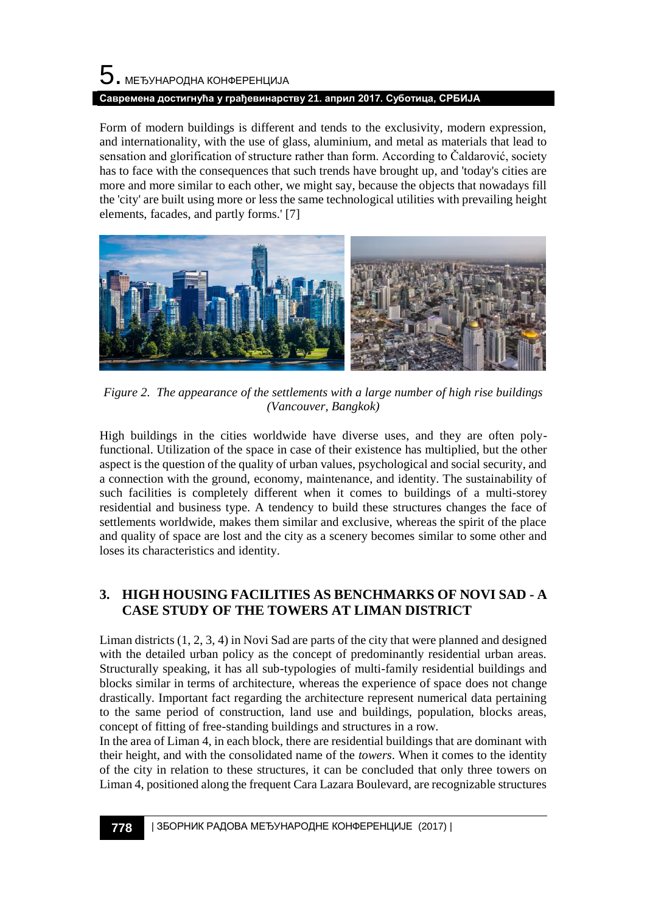Form of modern buildings is different and tends to the exclusivity, modern expression, and internationality, with the use of glass, aluminium, and metal as materials that lead to sensation and glorification of structure rather than form. According to Čaldarović, society has to face with the consequences that such trends have brought up, and 'today's cities are more and more similar to each other, we might say, because the objects that nowadays fill the 'city' are built using more or less the same technological utilities with prevailing height elements, facades, and partly forms.' [7]

*Figure 2. The appearance of the settlements with a large number of high rise buildings (Vancouver, Bangkok)*

High buildings in the cities worldwide have diverse uses, and they are often poly-functional. Utilization of the space in case of their existence has multiplied, but the other aspect is the question of the quality of urban values, psychological and social security, and a connection with the ground, economy, maintenance, and identity. The sustainability of such facilities is completely different when it comes to buildings of a multi-storey residential and business type. A tendency to build these structures changes the face of settlements worldwide, makes them similar and exclusive, whereas the spirit of the place and quality of space are lost and the city as a scenery becomes similar to some other and loses its characteristics and identity.

## 3. HIGH HOUSING FACILITIES AS BENCHMARKS OF NOVI SAD - A CASE STUDY OF THE TOWERS AT LIMAN DISTRICT

Liman districts (1, 2, 3, 4) in Novi Sad are parts of the city that were planned and designed with the detailed urban policy as the concept of predominantly residential urban areas. Structurally speaking, it has all sub-typologies of multi-family residential buildings and blocks similar in terms of architecture, whereas the experience of space does not change drastically. Important fact regarding the architecture represent numerical data pertaining to the same period of construction, land use and buildings, population, blocks areas, concept of fitting of free-standing buildings and structures in a row.

In the area of Liman 4, in each block, there are residential buildings that are dominant with their height, and with the consolidated name of the *towers*. When it comes to the identity of the city in relation to these structures, it can be concluded that only three towers on Liman 4, positioned along the frequent Cara Lazara Boulevard, are recognizable structures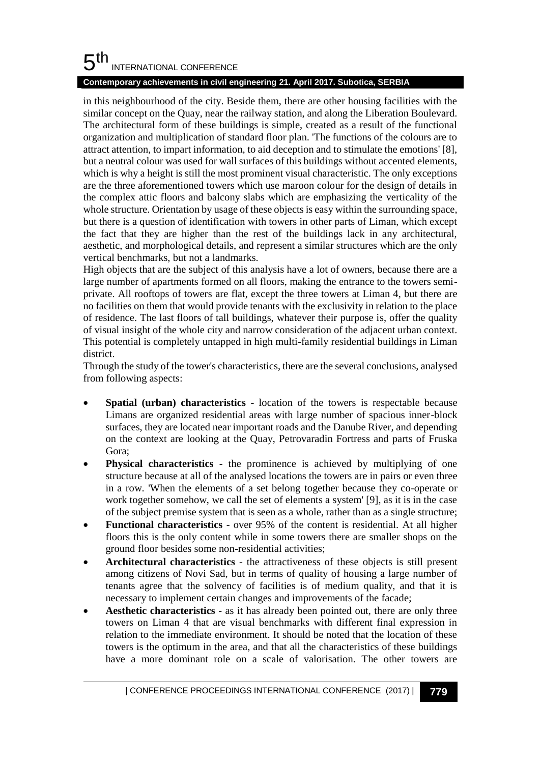in this neighbourhood of the city. Beside them, there are other housing facilities with the similar concept on the Quay, near the railway station, and along the Liberation Boulevard. The architectural form of these buildings is simple, created as a result of the functional organization and multiplication of standard floor plan. 'The functions of the colours are to attract attention, to impart information, to aid deception and to stimulate the emotions' [8], but a neutral colour was used for wall surfaces of this buildings without accented elements, which is why a height is still the most prominent visual characteristic. The only exceptions are the three aforementioned towers which use maroon colour for the design of details in the complex attic floors and balcony slabs which are emphasizing the verticality of the whole structure. Orientation by usage of these objects is easy within the surrounding space, but there is a question of identification with towers in other parts of Liman, which except the fact that they are higher than the rest of the buildings lack in any architectural, aesthetic, and morphological details, and represent a similar structures which are the only vertical benchmarks, but not a landmarks.

High objects that are the subject of this analysis have a lot of owners, because there are a large number of apartments formed on all floors, making the entrance to the towers semi-private. All rooftops of towers are flat, except the three towers at Liman 4, but there are no facilities on them that would provide tenants with the exclusivity in relation to the place of residence. The last floors of tall buildings, whatever their purpose is, offer the quality of visual insight of the whole city and narrow consideration of the adjacent urban context. This potential is completely untapped in high multi-family residential buildings in Liman district.

Through the study of the tower's characteristics, there are the several conclusions, analysed from following aspects:

- **Spatial (urban) characteristics** - location of the towers is respectable because Limans are organized residential areas with large number of spacious inner-block surfaces, they are located near important roads and the Danube River, and depending on the context are looking at the Quay, Petrovaradin Fortress and parts of Fruska Gora;
- **Physical characteristics** - the prominence is achieved by multiplying of one structure because at all of the analysed locations the towers are in pairs or even three in a row. 'When the elements of a set belong together because they co-operate or work together somehow, we call the set of elements a system' [9], as it is in the case of the subject premise system that is seen as a whole, rather than as a single structure;
- **Functional characteristics** - over 95% of the content is residential. At all higher floors this is the only content while in some towers there are smaller shops on the ground floor besides some non-residential activities;
- **Architectural characteristics** - the attractiveness of these objects is still present among citizens of Novi Sad, but in terms of quality of housing a large number of tenants agree that the solvency of facilities is of medium quality, and that it is necessary to implement certain changes and improvements of the facade;
- **Aesthetic characteristics** - as it has already been pointed out, there are only three towers on Liman 4 that are visual benchmarks with different final expression in relation to the immediate environment. It should be noted that the location of these towers is the optimum in the area, and that all the characteristics of these buildings have a more dominant role on a scale of valorisation. The other towers are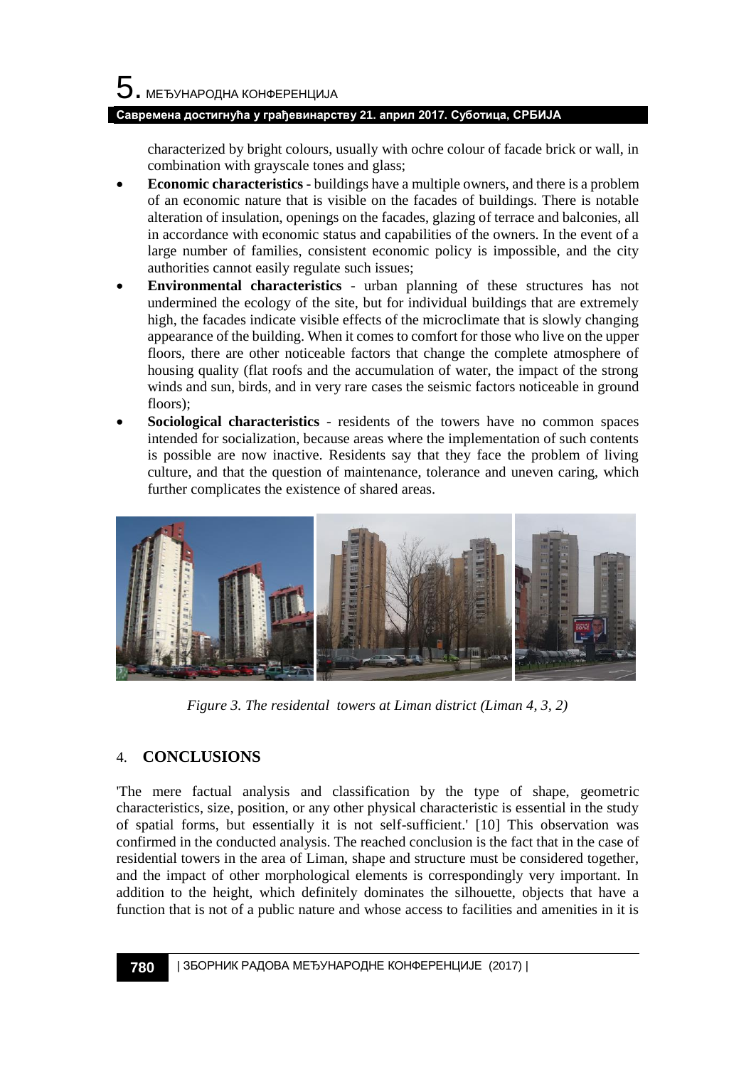characterized by bright colours, usually with ochre colour of facade brick or wall, in combination with grayscale tones and glass;

- **Economic characteristics** - buildings have a multiple owners, and there is a problem of an economic nature that is visible on the facades of buildings. There is notable alteration of insulation, openings on the facades, glazing of terrace and balconies, all in accordance with economic status and capabilities of the owners. In the event of a large number of families, consistent economic policy is impossible, and the city authorities cannot easily regulate such issues;
- **Environmental characteristics** - urban planning of these structures has not undermined the ecology of the site, but for individual buildings that are extremely high, the facades indicate visible effects of the microclimate that is slowly changing appearance of the building. When it comes to comfort for those who live on the upper floors, there are other noticeable factors that change the complete atmosphere of housing quality (flat roofs and the accumulation of water, the impact of the strong winds and sun, birds, and in very rare cases the seismic factors noticeable in ground floors);
- **Sociological characteristics** - residents of the towers have no common spaces intended for socialization, because areas where the implementation of such contents is possible are now inactive. Residents say that they face the problem of living culture, and that the question of maintenance, tolerance and uneven caring, which further complicates the existence of shared areas.

*Figure 3. The residental towers at Liman district (Liman 4, 3, 2)*

## 4. CONCLUSIONS

'The mere factual analysis and classification by the type of shape, geometric characteristics, size, position, or any other physical characteristic is essential in the study of spatial forms, but essentially it is not self-sufficient.' [10] This observation was confirmed in the conducted analysis. The reached conclusion is the fact that in the case of residential towers in the area of Liman, shape and structure must be considered together, and the impact of other morphological elements is correspondingly very important. In addition to the height, which definitely dominates the silhouette, objects that have a function that is not of a public nature and whose access to facilities and amenities in it is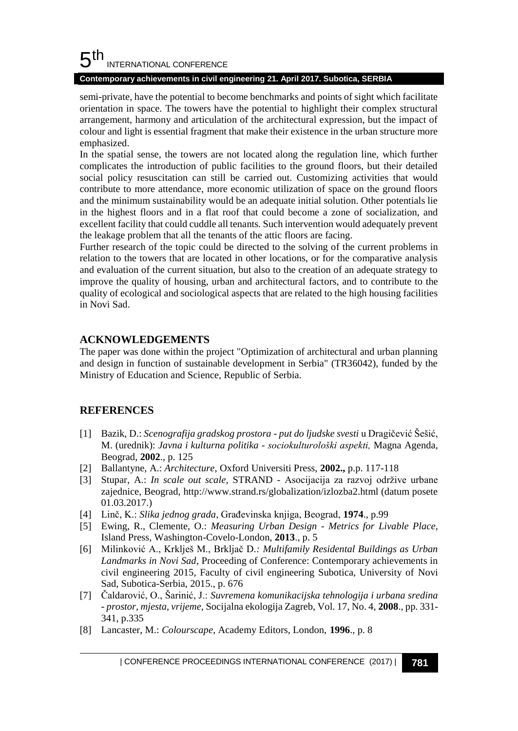semi-private, have the potential to become benchmarks and points of sight which facilitate orientation in space. The towers have the potential to highlight their complex structural arrangement, harmony and articulation of the architectural expression, but the impact of colour and light is essential fragment that make their existence in the urban structure more emphasized.

In the spatial sense, the towers are not located along the regulation line, which further complicates the introduction of public facilities to the ground floors, but their detailed social policy resuscitation can still be carried out. Customizing activities that would contribute to more attendance, more economic utilization of space on the ground floors and the minimum sustainability would be an adequate initial solution. Other potentials lie in the highest floors and in a flat roof that could become a zone of socialization, and excellent facility that could cuddle all tenants. Such intervention would adequately prevent the leakage problem that all the tenants of the attic floors are facing.

Further research of the topic could be directed to the solving of the current problems in relation to the towers that are located in other locations, or for the comparative analysis and evaluation of the current situation, but also to the creation of an adequate strategy to improve the quality of housing, urban and architectural factors, and to contribute to the quality of ecological and sociological aspects that are related to the high housing facilities in Novi Sad.

## ACKNOWLEDGEMENTS

The paper was done within the project "Optimization of architectural and urban planning and design in function of sustainable development in Serbia" (TR36042), funded by the Ministry of Education and Science, Republic of Serbia.

## REFERENCES

[1] Bazik, D.: *Scenografija gradskog prostora - put do ljudske svesti* u Dragičević Šešić, M. (urednik): *Javna i kulturna politika - sociokulturološki aspekti,* Magna Agenda, Beograd, **2002**., p. 125

[2] Ballantyne, A.: *Architecture*, Oxford Universiti Press, **2002.,** p.p. 117-118

[3] Stupar, A.: *In scale out scale*, STRAND - Asocijacija za razvoj održive urbane zajednice, Beograd, http://www.strand.rs/globalization/izlozba2.html (datum posete 01.03.2017.)

[4] Linč, K.: *Slika jednog grada*, Građevinska knjiga, Beograd, **1974**., p.99

[5] Ewing, R., Clemente, O.: *Measuring Urban Design - Metrics for Livable Place*, Island Press, Washington-Covelo-London, **2013**., p. 5

[6] Milinković A., Krklješ M., Brkljač D.*: Multifamily Residental Buildings as Urban Landmarks in Novi Sad*, Proceeding of Conference: Contemporary achievements in civil engineering 2015, Faculty of civil engineering Subotica, University of Novi Sad, Subotica-Serbia, 2015., p. 676

[7] Čaldarović, O., Šarinić, J.: *Suvremena komunikacijska tehnologija i urbana sredina - prostor, mjesta, vrijeme,* Socijalna ekologija Zagreb, Vol. 17, No. 4, **2008**., pp. 331-341, p.335

[8] Lancaster, M.: *Colourscape*, Academy Editors, London, **1996**., p. 8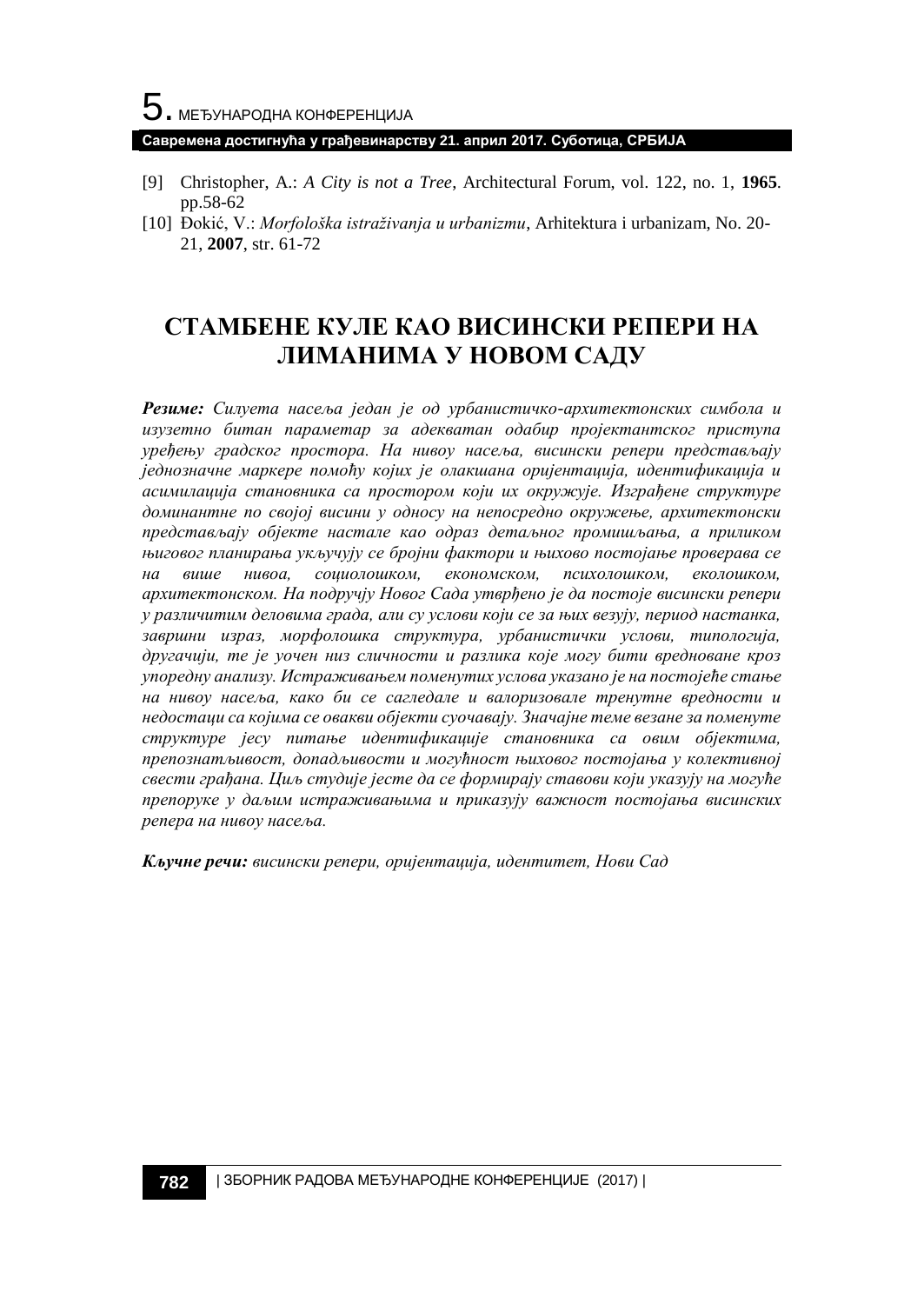[9] Christopher, A.: *A City is not a Tree*, Architectural Forum, vol. 122, no. 1, **1965**. pp.58-62

[10] Đokić, V.: *Morfološka istraživanja u urbanizmu*, Arhitektura i urbanizam, No. 20-21, **2007**, str. 61-72

# СТАМБЕНЕ КУЛЕ КАО ВИСИНСКИ РЕПЕРИ НА ЛИМАНИМА У НОВОМ САДУ

***Резиме:*** *Силуета насеља један је од урбанистичко-архитектонских симбола и изузетно битан параметар за адекватан одабир пројектантског приступа уређењу градског простора. На нивоу насеља, висински репери представљају једнозначне маркере помоћу којих је олакшана оријентација, идентификација и асимилација становника са простором који их окружује. Изграђене структуре доминантне по својој висини у односу на непосредно окружење, архитектонски представљају објекте настале као одраз детаљног промишљања, а приликом њиговог планирања укључују се бројни фактори и њихово постојање проверава се на више нивоа, социолошком, економском, психолошком, еколошком, архитектонском. На подручју Новог Сада утврђено је да постоје висински репери у различитим деловима града, али су услови који се за њих везују, период настанка, завршни израз, морфолошка структура, урбанистички услови, типологија, другачији, те је уочен низ сличности и разлика које могу бити вредноване кроз упоредну анализу. Истраживањем поменутих услова указано је на постојеће стање на нивоу насеља, како би се сагледале и валоризовале тренутне вредности и недостаци са којима се овакви објекти суочавају. Значајне теме везане за поменуте структуре јесу питање идентификације становника са овим објектима, препознатљивост, допадљивости и могућност њиховог постојања у колективној свести грађана. Циљ студије јесте да се формирају ставови који указују на могуће препоруке у даљим истраживањима и приказују важност постојања висинских репера на нивоу насеља.*

***Кључне речи:*** *висински репери, оријентација, идентитет, Нови Сад*